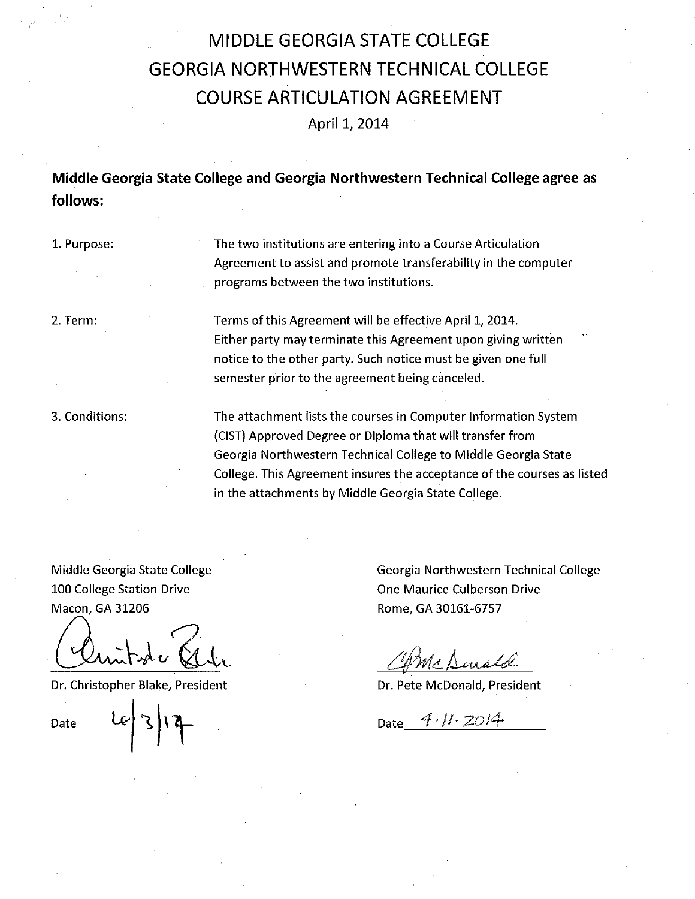# MIDDLE GEORGIA STATE COLLEGE
# GEORGIA NORTHWESTERN TECHNICAL COLLEGE
# COURSE ARTICULATION AGREEMENT

April 1, 2014

**Middle Georgia State College and Georgia Northwestern Technical College agree as follows:**

1. Purpose: The two institutions are entering into a Course Articulation Agreement to assist and promote transferability in the computer programs between the two institutions.

2. Term: Terms of this Agreement will be effective April 1, 2014. Either party may terminate this Agreement upon giving written notice to the other party. Such notice must be given one full semester prior to the agreement being canceled.

3. Conditions: The attachment lists the courses in Computer Information System (CIST) Approved Degree or Diploma that will transfer from Georgia Northwestern Technical College to Middle Georgia State College. This Agreement insures the acceptance of the courses as listed in the attachments by Middle Georgia State College.

Middle Georgia State College
100 College Station Drive
Macon, GA 31206

Dr. Christopher Blake, President

Date 4/3/14

Georgia Northwestern Technical College
One Maurice Culberson Drive
Rome, GA 30161-6757

Dr. Pete McDonald, President

Date 4.11.2014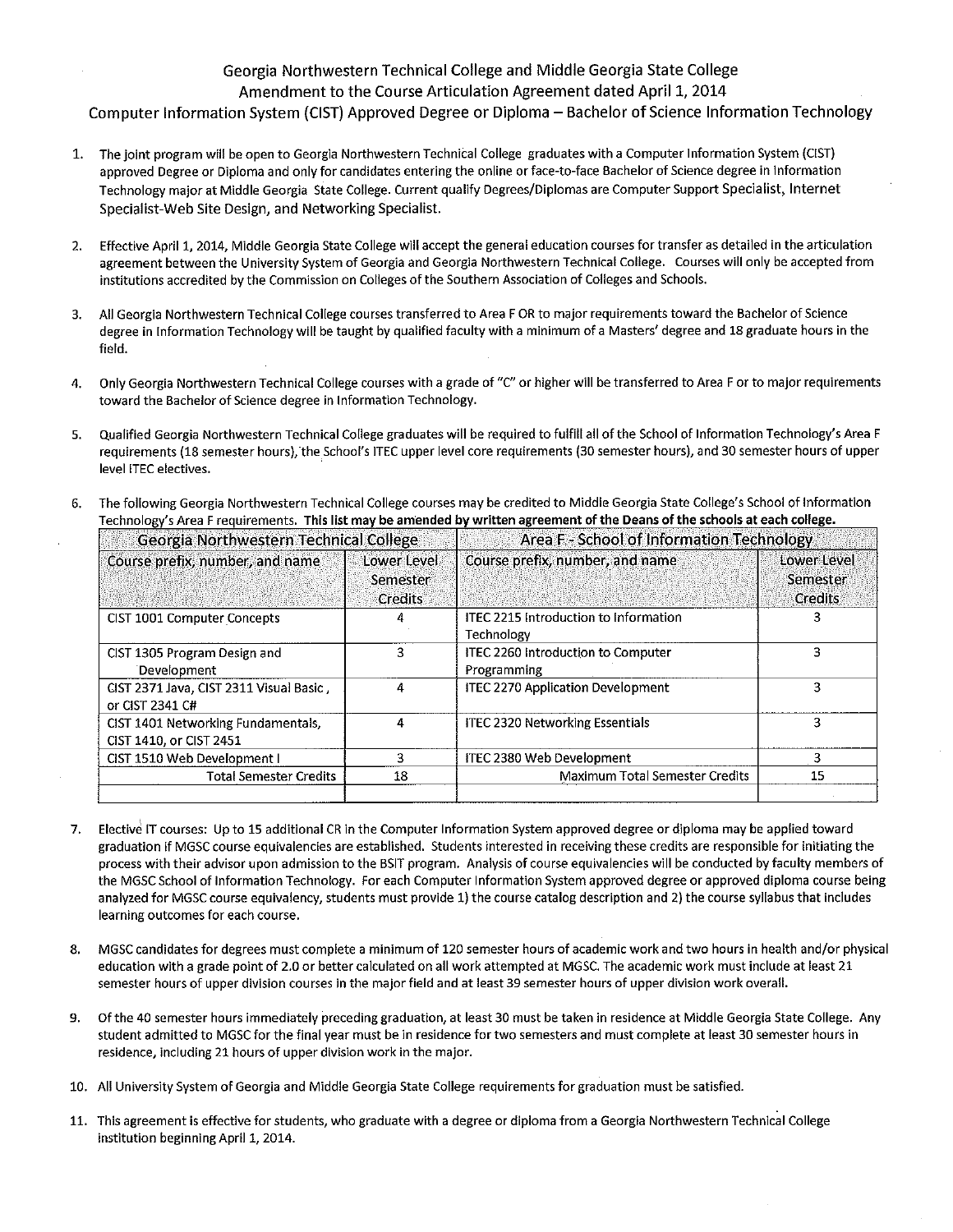# Georgia Northwestern Technical College and Middle Georgia State College
## Amendment to the Course Articulation Agreement dated April 1, 2014
## Computer Information System (CIST) Approved Degree or Diploma – Bachelor of Science Information Technology

1. The joint program will be open to Georgia Northwestern Technical College graduates with a Computer Information System (CIST) approved Degree or Diploma and only for candidates entering the online or face-to-face Bachelor of Science degree in Information Technology major at Middle Georgia State College. Current qualify Degrees/Diplomas are Computer Support Specialist, Internet Specialist-Web Site Design, and Networking Specialist.

2. Effective April 1, 2014, Middle Georgia State College will accept the general education courses for transfer as detailed in the articulation agreement between the University System of Georgia and Georgia Northwestern Technical College. Courses will only be accepted from institutions accredited by the Commission on Colleges of the Southern Association of Colleges and Schools.

3. All Georgia Northwestern Technical College courses transferred to Area F OR to major requirements toward the Bachelor of Science degree in Information Technology will be taught by qualified faculty with a minimum of a Masters' degree and 18 graduate hours in the field.

4. Only Georgia Northwestern Technical College courses with a grade of "C" or higher will be transferred to Area F or to major requirements toward the Bachelor of Science degree in Information Technology.

5. Qualified Georgia Northwestern Technical College graduates will be required to fulfill all of the School of Information Technology's Area F requirements (18 semester hours), the School's ITEC upper level core requirements (30 semester hours), and 30 semester hours of upper level ITEC electives.

6. The following Georgia Northwestern Technical College courses may be credited to Middle Georgia State College's School of Information Technology's Area F requirements. **This list may be amended by written agreement of the Deans of the schools at each college.**

| Georgia Northwestern Technical College | | Area F - School of Information Technology | |
|---|---|---|---|
| Course prefix, number, and name | Lower Level Semester Credits | Course prefix, number, and name | Lower Level Semester Credits |
| CIST 1001 Computer Concepts | 4 | ITEC 2215 Introduction to Information Technology | 3 |
| CIST 1305 Program Design and Development | 3 | ITEC 2260 Introduction to Computer Programming | 3 |
| CIST 2371 Java, CIST 2311 Visual Basic, or CIST 2341 C# | 4 | ITEC 2270 Application Development | 3 |
| CIST 1401 Networking Fundamentals, CIST 1410, or CIST 2451 | 4 | ITEC 2320 Networking Essentials | 3 |
| CIST 1510 Web Development I | 3 | ITEC 2380 Web Development | 3 |
| Total Semester Credits | 18 | Maximum Total Semester Credits | 15 |
| | | | |

7. Elective IT courses: Up to 15 additional CR in the Computer Information System approved degree or diploma may be applied toward graduation if MGSC course equivalencies are established. Students interested in receiving these credits are responsible for initiating the process with their advisor upon admission to the BSIT program. Analysis of course equivalencies will be conducted by faculty members of the MGSC School of Information Technology. For each Computer Information System approved degree or approved diploma course being analyzed for MGSC course equivalency, students must provide 1) the course catalog description and 2) the course syllabus that includes learning outcomes for each course.

8. MGSC candidates for degrees must complete a minimum of 120 semester hours of academic work and two hours in health and/or physical education with a grade point of 2.0 or better calculated on all work attempted at MGSC. The academic work must include at least 21 semester hours of upper division courses in the major field and at least 39 semester hours of upper division work overall.

9. Of the 40 semester hours immediately preceding graduation, at least 30 must be taken in residence at Middle Georgia State College. Any student admitted to MGSC for the final year must be in residence for two semesters and must complete at least 30 semester hours in residence, including 21 hours of upper division work in the major.

10. All University System of Georgia and Middle Georgia State College requirements for graduation must be satisfied.

11. This agreement is effective for students, who graduate with a degree or diploma from a Georgia Northwestern Technical College institution beginning April 1, 2014.